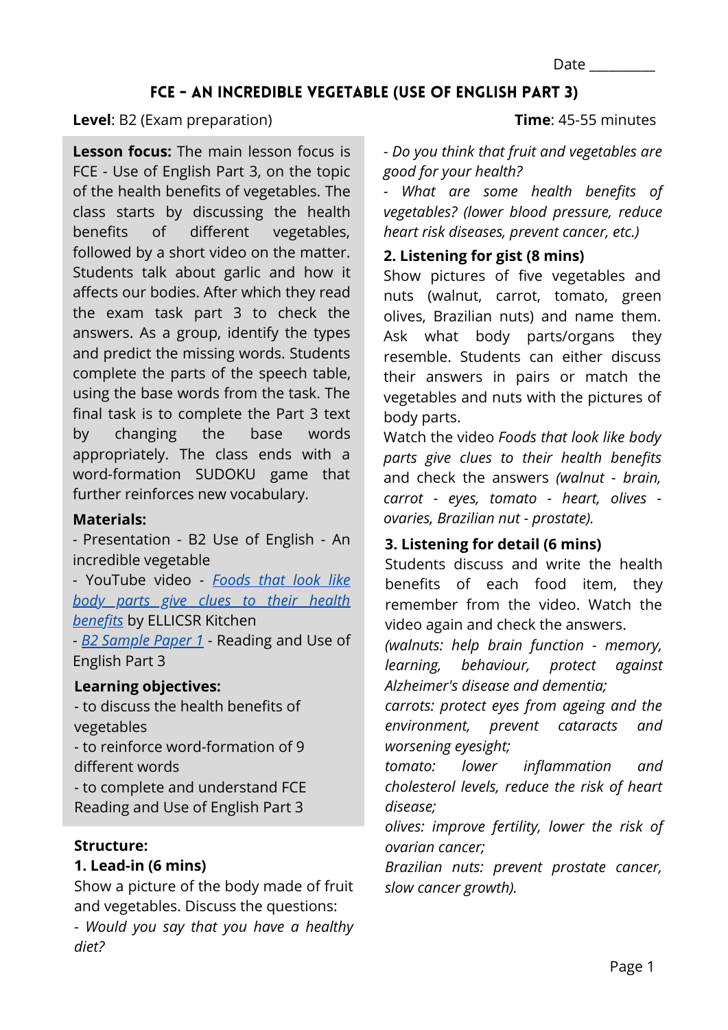Date _________

# FCE - AN INCREDIBLE VEGETABLE (USE OF ENGLISH PART 3)

**Level**: B2 (Exam preparation)

**Time**: 45-55 minutes

**Lesson focus:** The main lesson focus is FCE - Use of English Part 3, on the topic of the health benefits of vegetables. The class starts by discussing the health benefits of different vegetables, followed by a short video on the matter. Students talk about garlic and how it affects our bodies. After which they read the exam task part 3 to check the answers. As a group, identify the types and predict the missing words. Students complete the parts of the speech table, using the base words from the task. The final task is to complete the Part 3 text by changing the base words appropriately. The class ends with a word-formation SUDOKU game that further reinforces new vocabulary.

**Materials:**

- Presentation - B2 Use of English - An incredible vegetable
- YouTube video - *Foods that look like body parts give clues to their health benefits* by ELLICSR Kitchen
- *B2 Sample Paper 1* - Reading and Use of English Part 3

**Learning objectives:**

- to discuss the health benefits of vegetables
- to reinforce word-formation of 9 different words
- to complete and understand FCE Reading and Use of English Part 3

**Structure:**

**1. Lead-in (6 mins)**

Show a picture of the body made of fruit and vegetables. Discuss the questions:

- *Would you say that you have a healthy diet?*
- *Do you think that fruit and vegetables are good for your health?*
- *What are some health benefits of vegetables? (lower blood pressure, reduce heart risk diseases, prevent cancer, etc.)*

**2. Listening for gist (8 mins)**

Show pictures of five vegetables and nuts (walnut, carrot, tomato, green olives, Brazilian nuts) and name them. Ask what body parts/organs they resemble. Students can either discuss their answers in pairs or match the vegetables and nuts with the pictures of body parts.

Watch the video *Foods that look like body parts give clues to their health benefits* and check the answers *(walnut - brain, carrot - eyes, tomato - heart, olives - ovaries, Brazilian nut - prostate).*

**3. Listening for detail (6 mins)**

Students discuss and write the health benefits of each food item, they remember from the video. Watch the video again and check the answers.

*(walnuts: help brain function - memory, learning, behaviour, protect against Alzheimer's disease and dementia;*

*carrots: protect eyes from ageing and the environment, prevent cataracts and worsening eyesight;*

*tomato: lower inflammation and cholesterol levels, reduce the risk of heart disease;*

*olives: improve fertility, lower the risk of ovarian cancer;*

*Brazilian nuts: prevent prostate cancer, slow cancer growth).*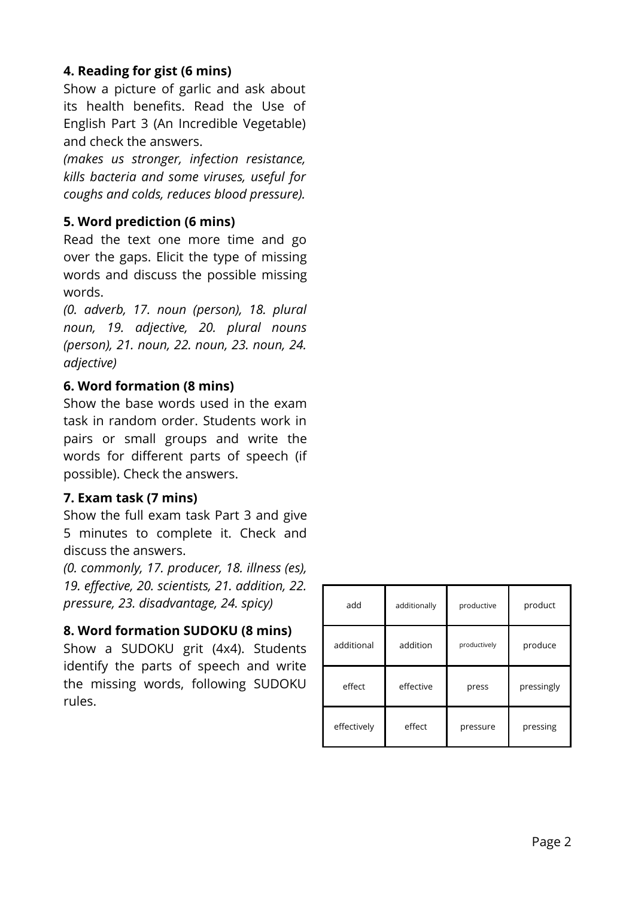**4. Reading for gist (6 mins)**

Show a picture of garlic and ask about its health benefits. Read the Use of English Part 3 (An Incredible Vegetable) and check the answers.

*(makes us stronger, infection resistance, kills bacteria and some viruses, useful for coughs and colds, reduces blood pressure).*

**5. Word prediction (6 mins)**

Read the text one more time and go over the gaps. Elicit the type of missing words and discuss the possible missing words.

*(0. adverb, 17. noun (person), 18. plural noun, 19. adjective, 20. plural nouns (person), 21. noun, 22. noun, 23. noun, 24. adjective)*

**6. Word formation (8 mins)**

Show the base words used in the exam task in random order. Students work in pairs or small groups and write the words for different parts of speech (if possible). Check the answers.

**7. Exam task (7 mins)**

Show the full exam task Part 3 and give 5 minutes to complete it. Check and discuss the answers.

*(0. commonly, 17. producer, 18. illness (es), 19. effective, 20. scientists, 21. addition, 22. pressure, 23. disadvantage, 24. spicy)*

**8. Word formation SUDOKU (8 mins)**

Show a SUDOKU grit (4x4). Students identify the parts of speech and write the missing words, following SUDOKU rules.

| | | | |
|---|---|---|---|
| add | additionally | productive | product |
| additional | addition | productively | produce |
| effect | effective | press | pressingly |
| effectively | effect | pressure | pressing |